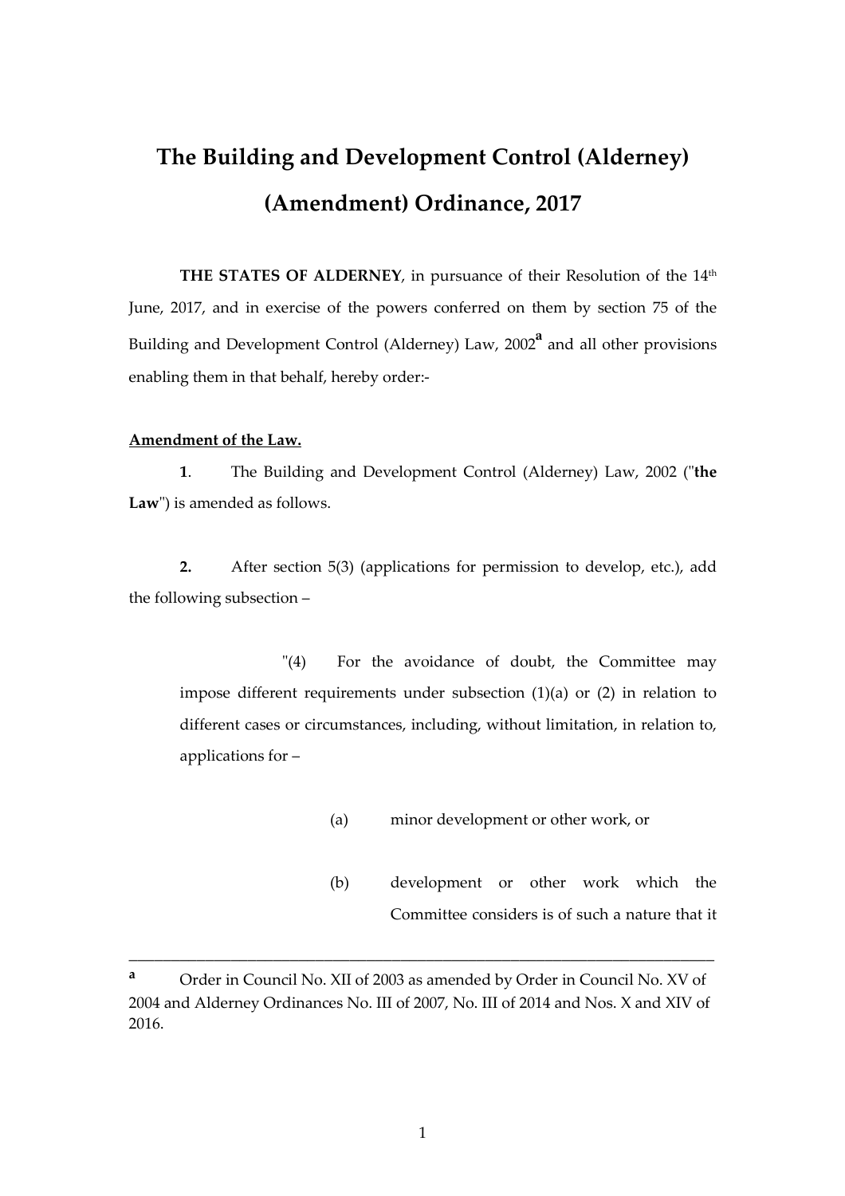# The Building and Development Control (Alderney) (Amendment) Ordinance, 2017

**THE STATES OF ALDERNEY**, in pursuance of their Resolution of the 14th June, 2017, and in exercise of the powers conferred on them by section 75 of the Building and Development Control (Alderney) Law, 2002[a] and all other provisions enabling them in that behalf, hereby order:-

**Amendment of the Law.**

**1**. The Building and Development Control (Alderney) Law, 2002 ("**the Law**") is amended as follows.

**2.** After section 5(3) (applications for permission to develop, etc.), add the following subsection –

> "(4) For the avoidance of doubt, the Committee may impose different requirements under subsection (1)(a) or (2) in relation to different cases or circumstances, including, without limitation, in relation to, applications for –
>
> (a) minor development or other work, or
>
> (b) development or other work which the Committee considers is of such a nature that it

---

[a] Order in Council No. XII of 2003 as amended by Order in Council No. XV of 2004 and Alderney Ordinances No. III of 2007, No. III of 2014 and Nos. X and XIV of 2016.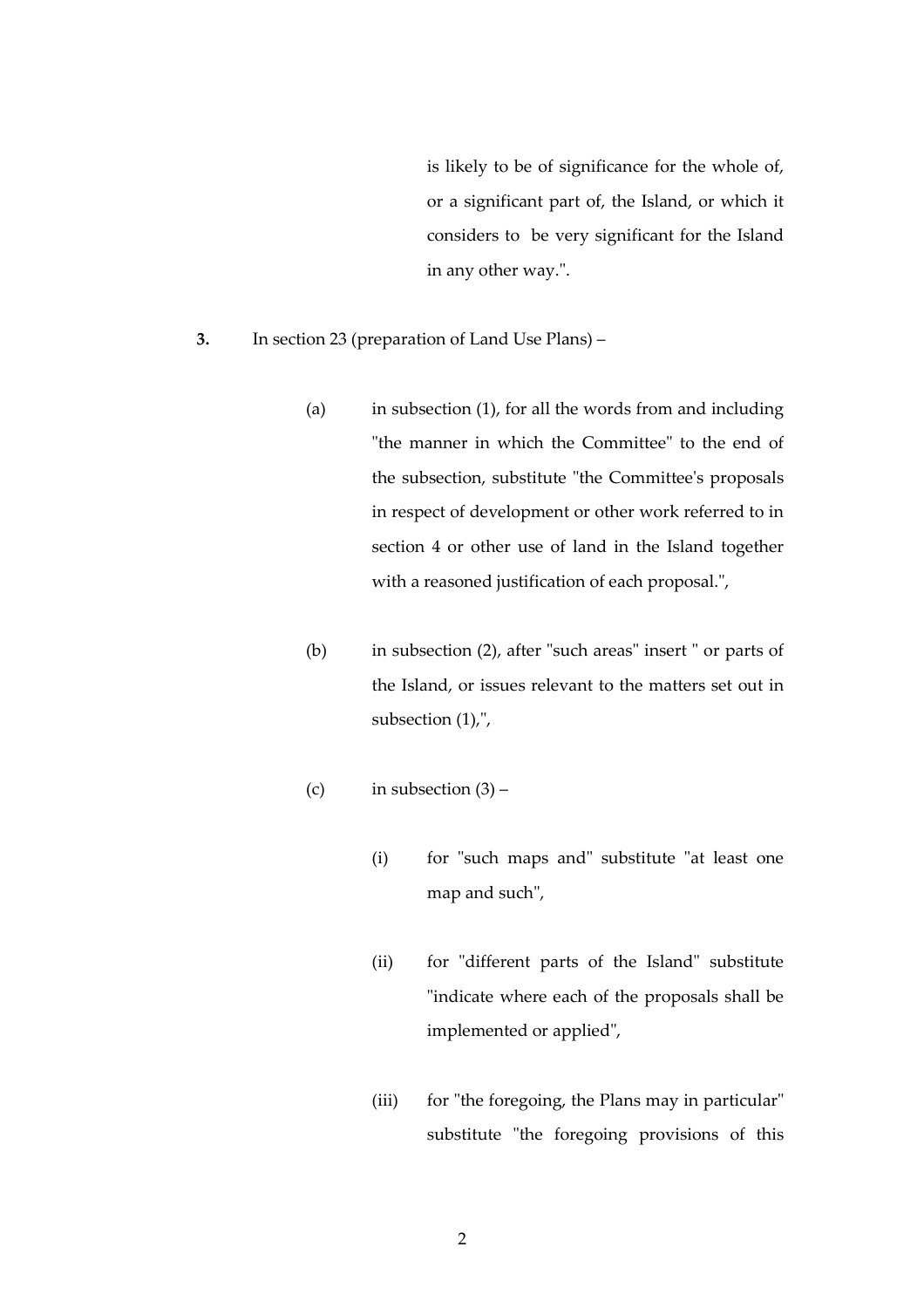is likely to be of significance for the whole of, or a significant part of, the Island, or which it considers to be very significant for the Island in any other way.".

**3.** In section 23 (preparation of Land Use Plans) –

(a) in subsection (1), for all the words from and including "the manner in which the Committee" to the end of the subsection, substitute "the Committee's proposals in respect of development or other work referred to in section 4 or other use of land in the Island together with a reasoned justification of each proposal.",

(b) in subsection (2), after "such areas" insert " or parts of the Island, or issues relevant to the matters set out in subsection (1),",

(c) in subsection (3) –

(i) for "such maps and" substitute "at least one map and such",

(ii) for "different parts of the Island" substitute "indicate where each of the proposals shall be implemented or applied",

(iii) for "the foregoing, the Plans may in particular" substitute "the foregoing provisions of this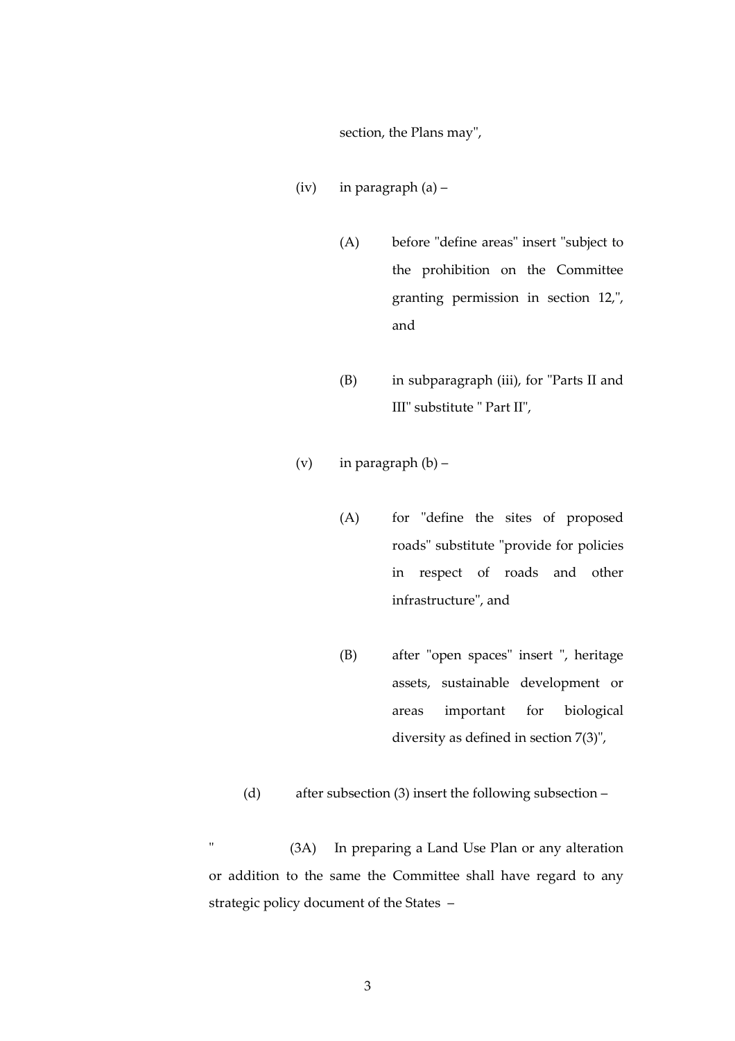section, the Plans may",

(iv) in paragraph (a) –

(A) before "define areas" insert "subject to the prohibition on the Committee granting permission in section 12,", and

(B) in subparagraph (iii), for "Parts II and III" substitute " Part II",

(v) in paragraph (b) –

(A) for "define the sites of proposed roads" substitute "provide for policies in respect of roads and other infrastructure", and

(B) after "open spaces" insert ", heritage assets, sustainable development or areas important for biological diversity as defined in section 7(3)",

(d) after subsection (3) insert the following subsection –

" (3A) In preparing a Land Use Plan or any alteration or addition to the same the Committee shall have regard to any strategic policy document of the States –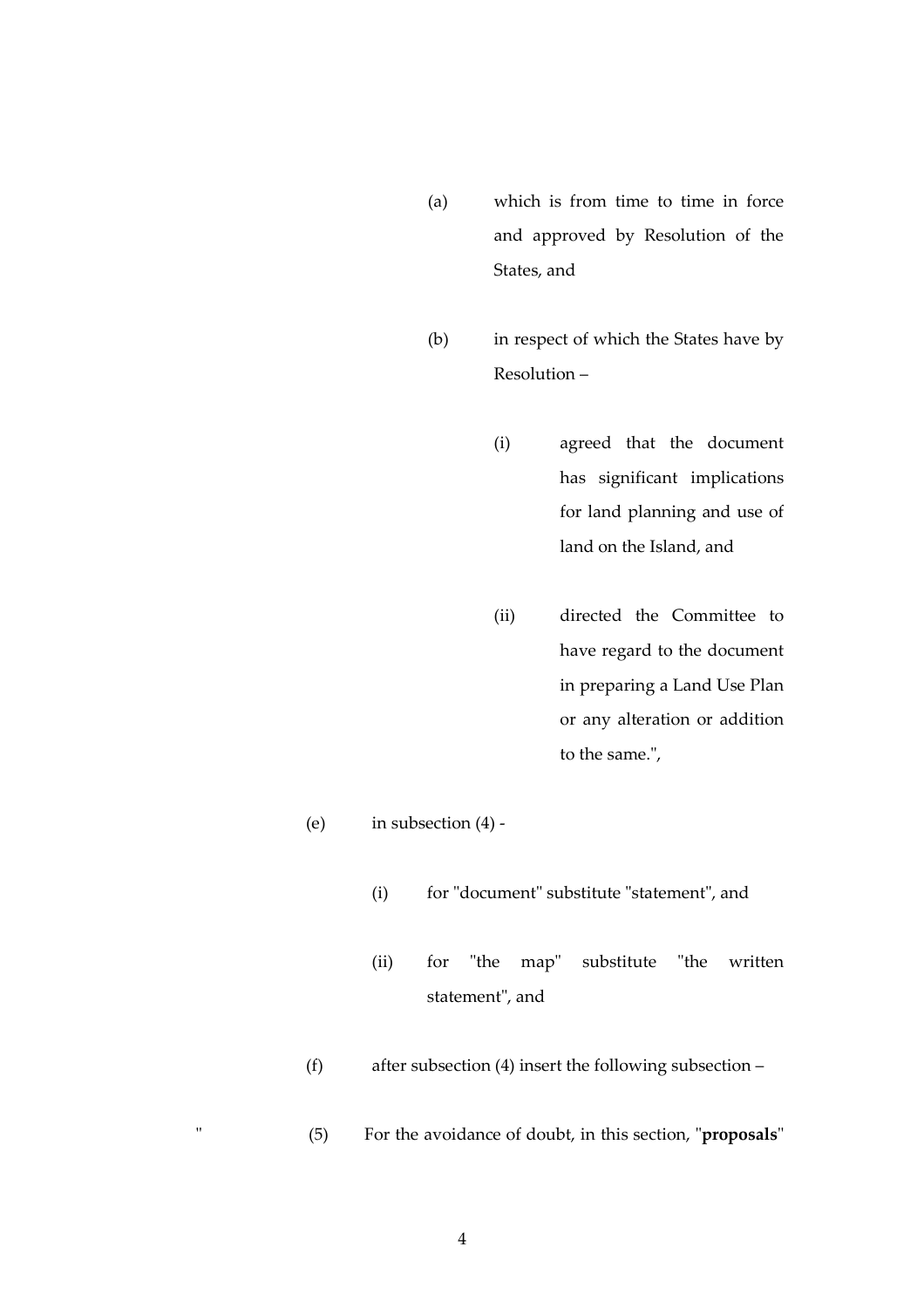(a) which is from time to time in force and approved by Resolution of the States, and

(b) in respect of which the States have by Resolution –

(i) agreed that the document has significant implications for land planning and use of land on the Island, and

(ii) directed the Committee to have regard to the document in preparing a Land Use Plan or any alteration or addition to the same.",

(e) in subsection (4) -

(i) for "document" substitute "statement", and

(ii) for "the map" substitute "the written statement", and

(f) after subsection (4) insert the following subsection –

" (5) For the avoidance of doubt, in this section, "**proposals**"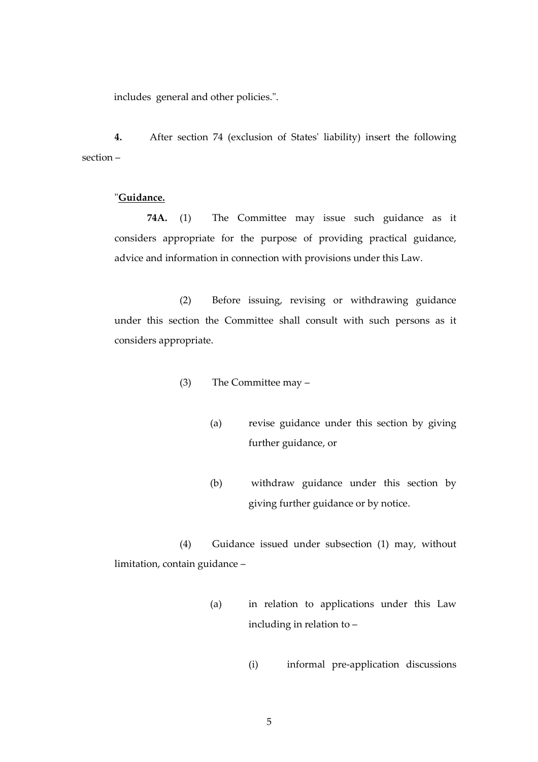includes general and other policies.".

**4.** After section 74 (exclusion of States' liability) insert the following section –

"**Guidance.**

**74A.** (1) The Committee may issue such guidance as it considers appropriate for the purpose of providing practical guidance, advice and information in connection with provisions under this Law.

(2) Before issuing, revising or withdrawing guidance under this section the Committee shall consult with such persons as it considers appropriate.

(3) The Committee may –

(a) revise guidance under this section by giving further guidance, or

(b) withdraw guidance under this section by giving further guidance or by notice.

(4) Guidance issued under subsection (1) may, without limitation, contain guidance –

(a) in relation to applications under this Law including in relation to –

(i) informal pre-application discussions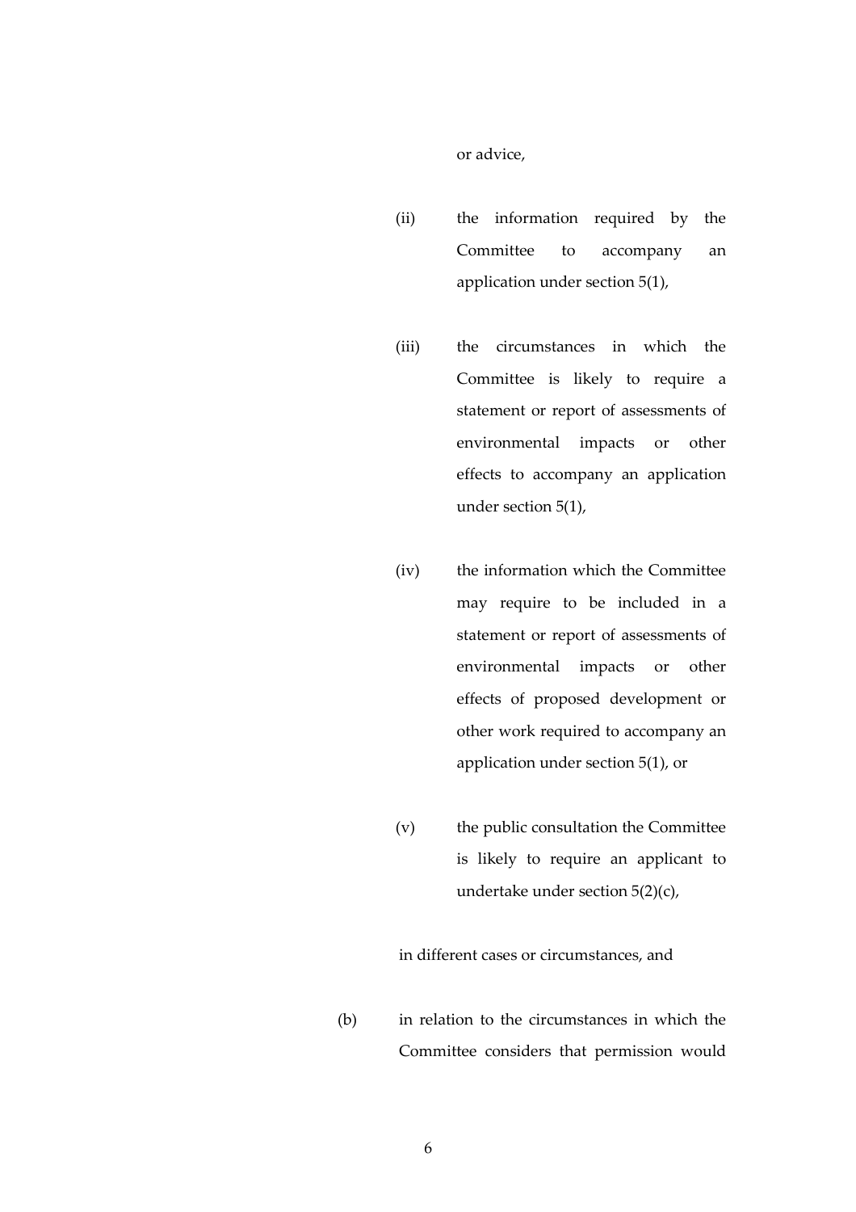or advice,

(ii) the information required by the Committee to accompany an application under section 5(1),

(iii) the circumstances in which the Committee is likely to require a statement or report of assessments of environmental impacts or other effects to accompany an application under section 5(1),

(iv) the information which the Committee may require to be included in a statement or report of assessments of environmental impacts or other effects of proposed development or other work required to accompany an application under section 5(1), or

(v) the public consultation the Committee is likely to require an applicant to undertake under section 5(2)(c),

in different cases or circumstances, and

(b) in relation to the circumstances in which the Committee considers that permission would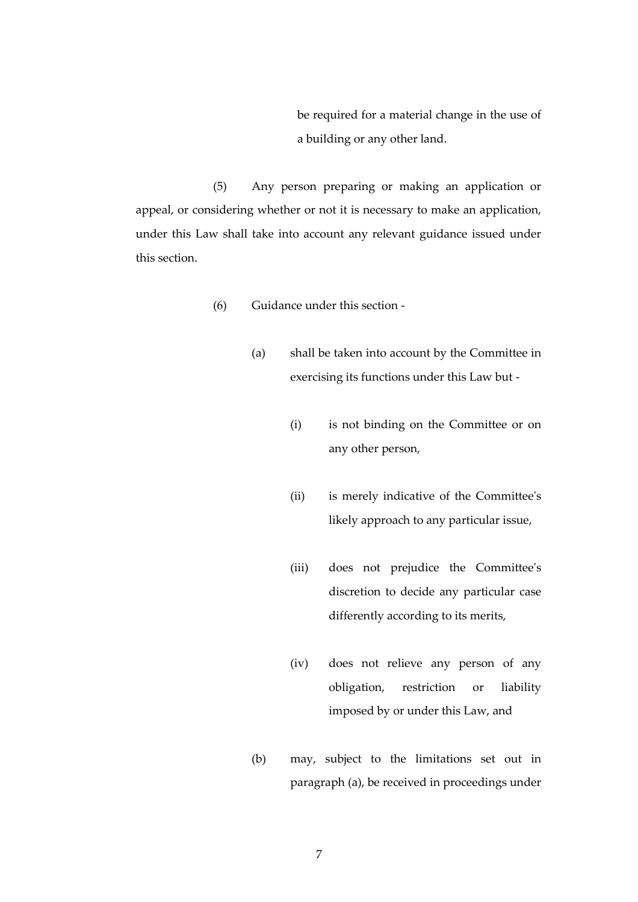be required for a material change in the use of a building or any other land.

(5) Any person preparing or making an application or appeal, or considering whether or not it is necessary to make an application, under this Law shall take into account any relevant guidance issued under this section.

(6) Guidance under this section -

(a) shall be taken into account by the Committee in exercising its functions under this Law but -

(i) is not binding on the Committee or on any other person,

(ii) is merely indicative of the Committee's likely approach to any particular issue,

(iii) does not prejudice the Committee's discretion to decide any particular case differently according to its merits,

(iv) does not relieve any person of any obligation, restriction or liability imposed by or under this Law, and

(b) may, subject to the limitations set out in paragraph (a), be received in proceedings under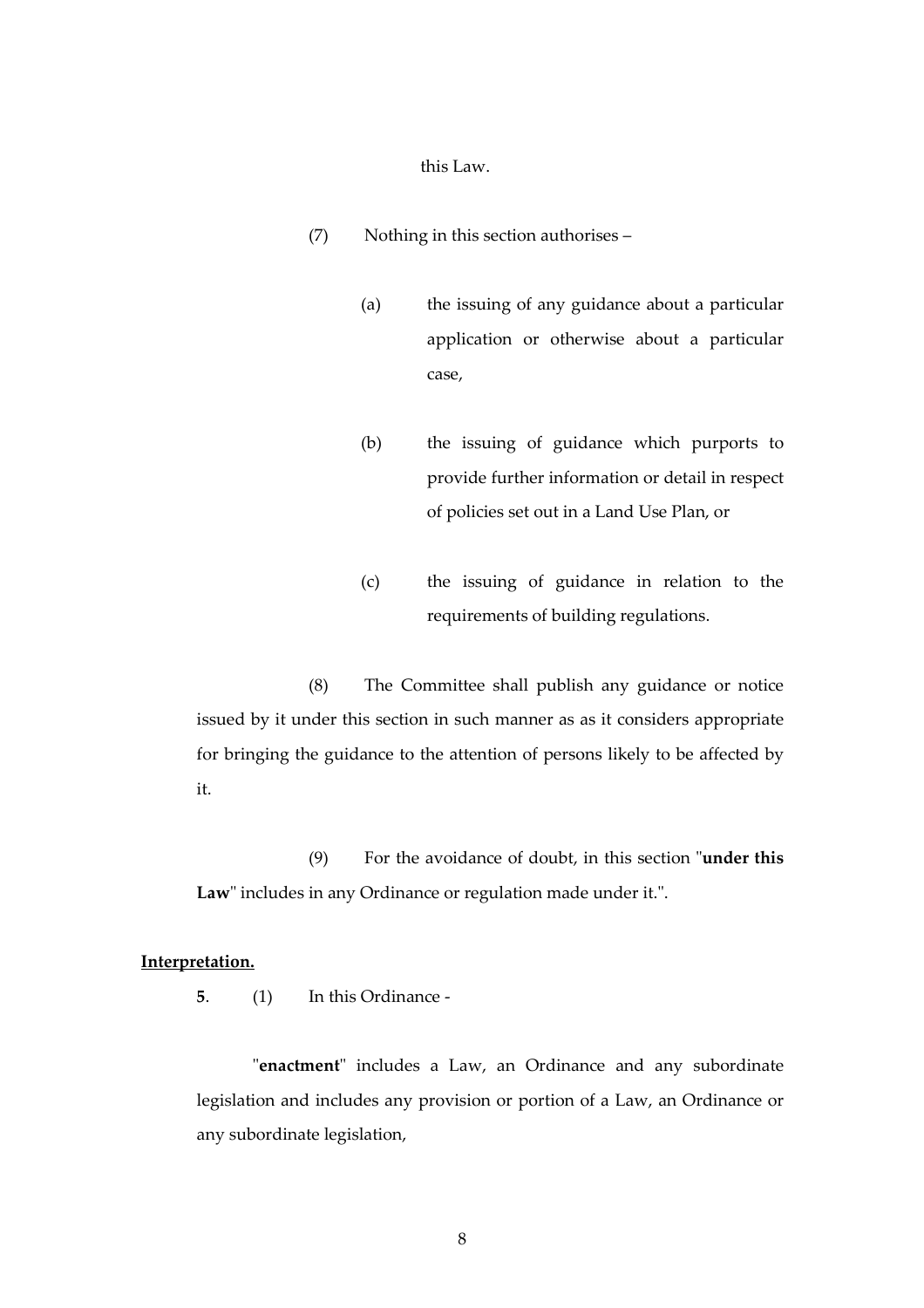this Law.

(7) Nothing in this section authorises –

(a) the issuing of any guidance about a particular application or otherwise about a particular case,

(b) the issuing of guidance which purports to provide further information or detail in respect of policies set out in a Land Use Plan, or

(c) the issuing of guidance in relation to the requirements of building regulations.

(8) The Committee shall publish any guidance or notice issued by it under this section in such manner as as it considers appropriate for bringing the guidance to the attention of persons likely to be affected by it.

(9) For the avoidance of doubt, in this section "**under this Law**" includes in any Ordinance or regulation made under it.".

**Interpretation.**

**5**. (1) In this Ordinance -

"**enactment**" includes a Law, an Ordinance and any subordinate legislation and includes any provision or portion of a Law, an Ordinance or any subordinate legislation,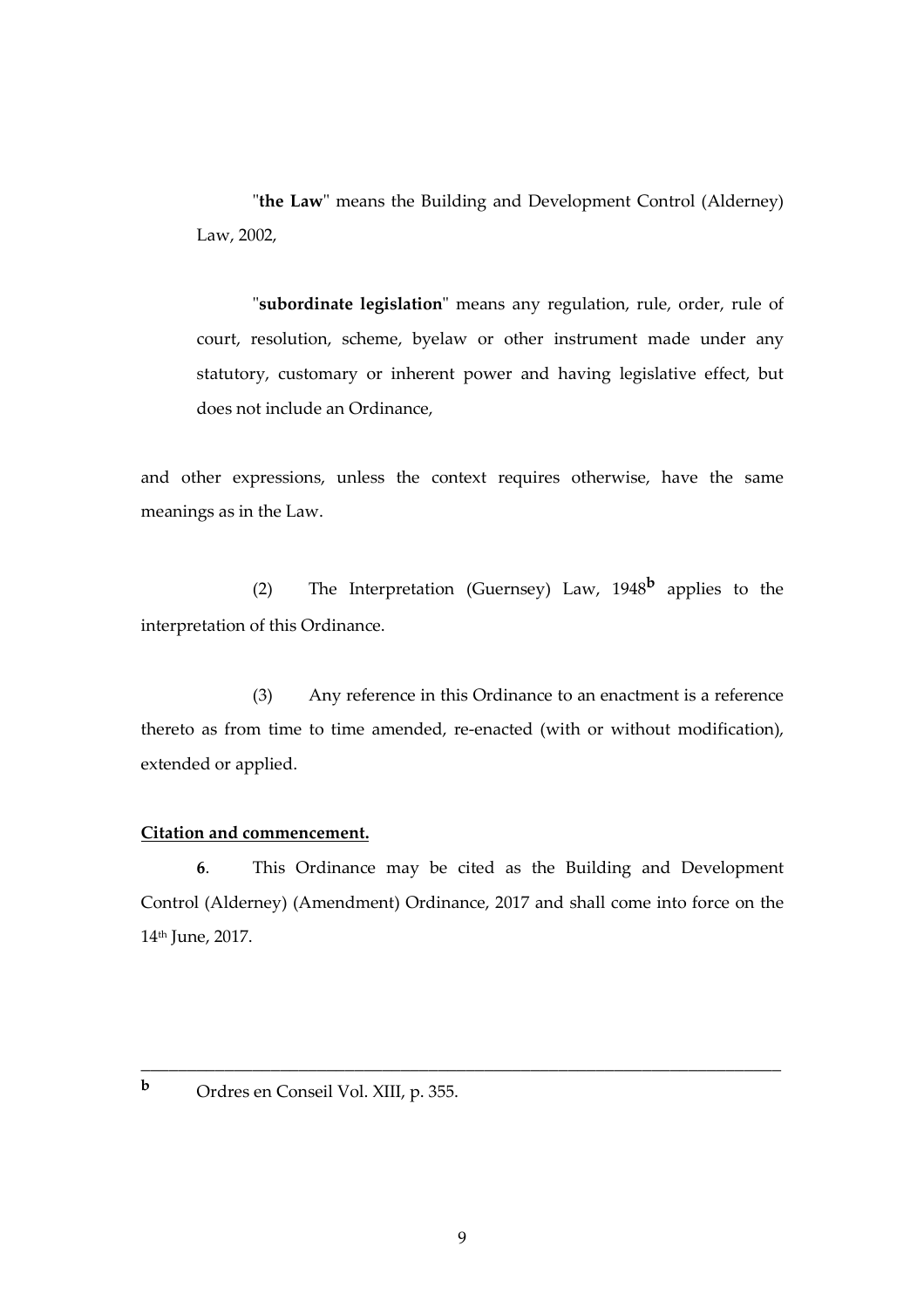"**the Law**" means the Building and Development Control (Alderney) Law, 2002,

"**subordinate legislation**" means any regulation, rule, order, rule of court, resolution, scheme, byelaw or other instrument made under any statutory, customary or inherent power and having legislative effect, but does not include an Ordinance,

and other expressions, unless the context requires otherwise, have the same meanings as in the Law.

(2) The Interpretation (Guernsey) Law, 1948[b] applies to the interpretation of this Ordinance.

(3) Any reference in this Ordinance to an enactment is a reference thereto as from time to time amended, re-enacted (with or without modification), extended or applied.

**Citation and commencement.**

**6**. This Ordinance may be cited as the Building and Development Control (Alderney) (Amendment) Ordinance, 2017 and shall come into force on the 14th June, 2017.

---

b Ordres en Conseil Vol. XIII, p. 355.